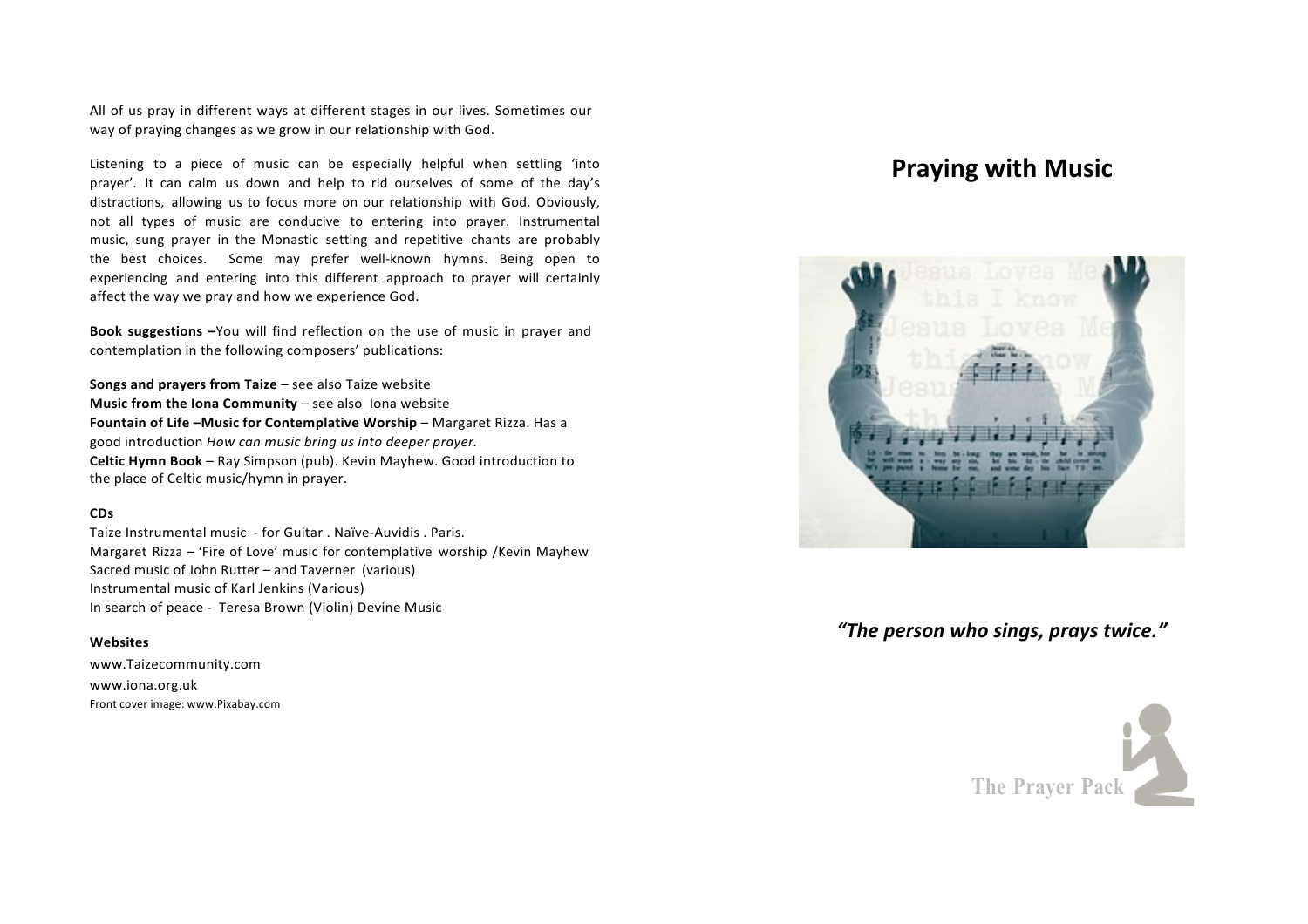All of us pray in different ways at different stages in our lives. Sometimes our way of praying changes as we grow in our relationship with God.

Listening to a piece of music can be especially helpful when settling 'into prayer'. It can calm us down and help to rid ourselves of some of the day's distractions, allowing us to focus more on our relationship with God. Obviously, not all types of music are conducive to entering into prayer. Instrumental music, sung prayer in the Monastic setting and repetitive chants are probably the best choices. Some may prefer well-known hymns. Being open to experiencing and entering into this different approach to prayer will certainly affect the way we pray and how we experience God.

**Book suggestions –**You will find reflection on the use of music in prayer and contemplation in the following composers' publications:

**Songs and prayers from Taize** – see also Taize website
**Music from the Iona Community** – see also Iona website
**Fountain of Life –Music for Contemplative Worship** – Margaret Rizza. Has a good introduction *How can music bring us into deeper prayer.*
**Celtic Hymn Book** – Ray Simpson (pub). Kevin Mayhew. Good introduction to the place of Celtic music/hymn in prayer.

**CDs**

Taize Instrumental music - for Guitar . Naïve-Auvidis . Paris.
Margaret Rizza – 'Fire of Love' music for contemplative worship /Kevin Mayhew
Sacred music of John Rutter – and Taverner (various)
Instrumental music of Karl Jenkins (Various)
In search of peace - Teresa Brown (Violin) Devine Music

**Websites**

www.Taizecommunity.com
www.iona.org.uk
Front cover image: www.Pixabay.com

# Praying with Music

***"The person who sings, prays twice."***

The Prayer Pack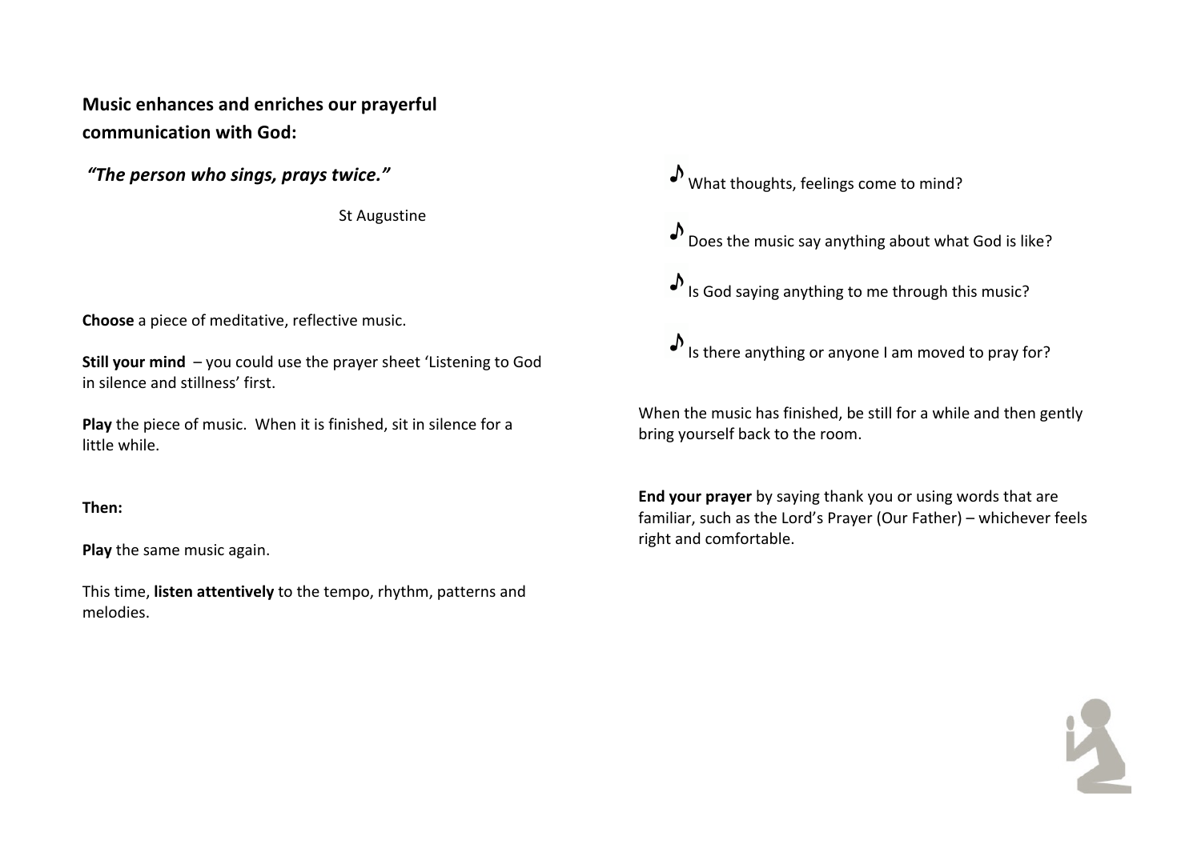**Music enhances and enriches our prayerful communication with God:**

***"The person who sings, prays twice."***

St Augustine

**Choose** a piece of meditative, reflective music.

**Still your mind** – you could use the prayer sheet 'Listening to God in silence and stillness' first.

**Play** the piece of music. When it is finished, sit in silence for a little while.

**Then:**

**Play** the same music again.

This time, **listen attentively** to the tempo, rhythm, patterns and melodies.

♪ What thoughts, feelings come to mind?

♪ Does the music say anything about what God is like?

♪ Is God saying anything to me through this music?

♪ Is there anything or anyone I am moved to pray for?

When the music has finished, be still for a while and then gently bring yourself back to the room.

**End your prayer** by saying thank you or using words that are familiar, such as the Lord's Prayer (Our Father) – whichever feels right and comfortable.